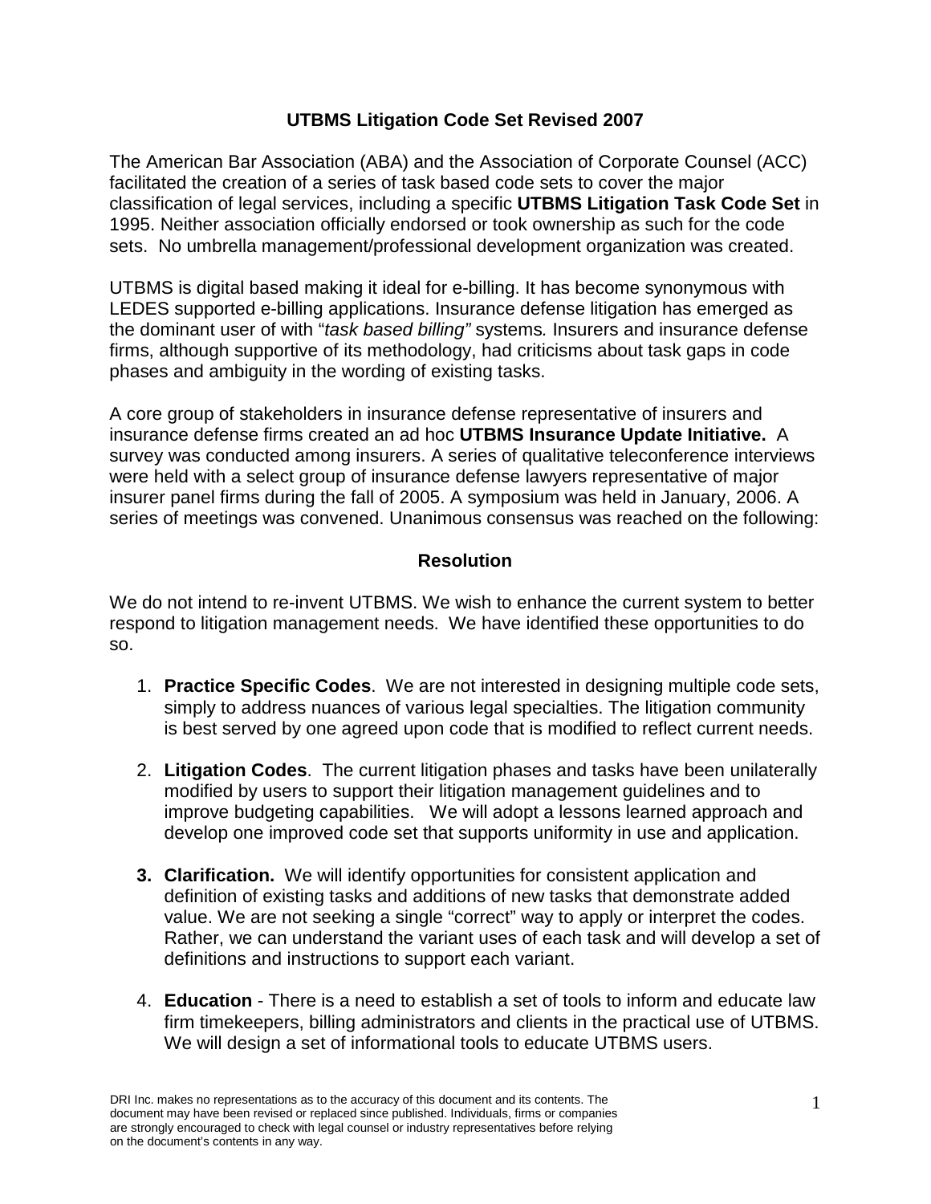# UTBMS Litigation Code Set Revised 2007

The American Bar Association (ABA) and the Association of Corporate Counsel (ACC) facilitated the creation of a series of task based code sets to cover the major classification of legal services, including a specific **UTBMS Litigation Task Code Set** in 1995. Neither association officially endorsed or took ownership as such for the code sets. No umbrella management/professional development organization was created.

UTBMS is digital based making it ideal for e-billing. It has become synonymous with LEDES supported e-billing applications. Insurance defense litigation has emerged as the dominant user of with "*task based billing"* systems*.* Insurers and insurance defense firms, although supportive of its methodology, had criticisms about task gaps in code phases and ambiguity in the wording of existing tasks.

A core group of stakeholders in insurance defense representative of insurers and insurance defense firms created an ad hoc **UTBMS Insurance Update Initiative.** A survey was conducted among insurers. A series of qualitative teleconference interviews were held with a select group of insurance defense lawyers representative of major insurer panel firms during the fall of 2005. A symposium was held in January, 2006. A series of meetings was convened. Unanimous consensus was reached on the following:

## Resolution

We do not intend to re-invent UTBMS. We wish to enhance the current system to better respond to litigation management needs. We have identified these opportunities to do so.

1. **Practice Specific Codes**. We are not interested in designing multiple code sets, simply to address nuances of various legal specialties. The litigation community is best served by one agreed upon code that is modified to reflect current needs.
2. **Litigation Codes**. The current litigation phases and tasks have been unilaterally modified by users to support their litigation management guidelines and to improve budgeting capabilities. We will adopt a lessons learned approach and develop one improved code set that supports uniformity in use and application.
3. **Clarification.** We will identify opportunities for consistent application and definition of existing tasks and additions of new tasks that demonstrate added value. We are not seeking a single "correct" way to apply or interpret the codes. Rather, we can understand the variant uses of each task and will develop a set of definitions and instructions to support each variant.
4. **Education** - There is a need to establish a set of tools to inform and educate law firm timekeepers, billing administrators and clients in the practical use of UTBMS. We will design a set of informational tools to educate UTBMS users.

DRI Inc. makes no representations as to the accuracy of this document and its contents. The document may have been revised or replaced since published. Individuals, firms or companies are strongly encouraged to check with legal counsel or industry representatives before relying on the document's contents in any way.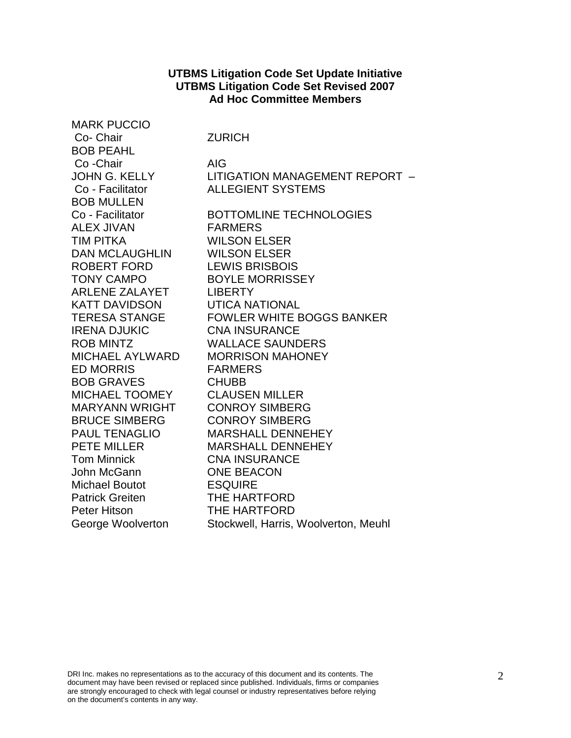**UTBMS Litigation Code Set Update Initiative**
**UTBMS Litigation Code Set Revised 2007**
**Ad Hoc Committee Members**

| | |
|---|---|
| MARK PUCCIO<br>Co- Chair | ZURICH |
| BOB PEAHL<br>Co -Chair | AIG |
| JOHN G. KELLY<br>Co - Facilitator | LITIGATION MANAGEMENT REPORT – ALLEGIENT SYSTEMS |
| BOB MULLEN<br>Co - Facilitator | BOTTOMLINE TECHNOLOGIES |
| ALEX JIVAN | FARMERS |
| TIM PITKA | WILSON ELSER |
| DAN MCLAUGHLIN | WILSON ELSER |
| ROBERT FORD | LEWIS BRISBOIS |
| TONY CAMPO | BOYLE MORRISSEY |
| ARLENE ZALAYET | LIBERTY |
| KATT DAVIDSON | UTICA NATIONAL |
| TERESA STANGE | FOWLER WHITE BOGGS BANKER |
| IRENA DJUKIC | CNA INSURANCE |
| ROB MINTZ | WALLACE SAUNDERS |
| MICHAEL AYLWARD | MORRISON MAHONEY |
| ED MORRIS | FARMERS |
| BOB GRAVES | CHUBB |
| MICHAEL TOOMEY | CLAUSEN MILLER |
| MARYANN WRIGHT | CONROY SIMBERG |
| BRUCE SIMBERG | CONROY SIMBERG |
| PAUL TENAGLIO | MARSHALL DENNEHEY |
| PETE MILLER | MARSHALL DENNEHEY |
| Tom Minnick | CNA INSURANCE |
| John McGann | ONE BEACON |
| Michael Boutot | ESQUIRE |
| Patrick Greiten | THE HARTFORD |
| Peter Hitson | THE HARTFORD |
| George Woolverton | Stockwell, Harris, Woolverton, Meuhl |

DRI Inc. makes no representations as to the accuracy of this document and its contents. The document may have been revised or replaced since published. Individuals, firms or companies are strongly encouraged to check with legal counsel or industry representatives before relying on the document's contents in any way.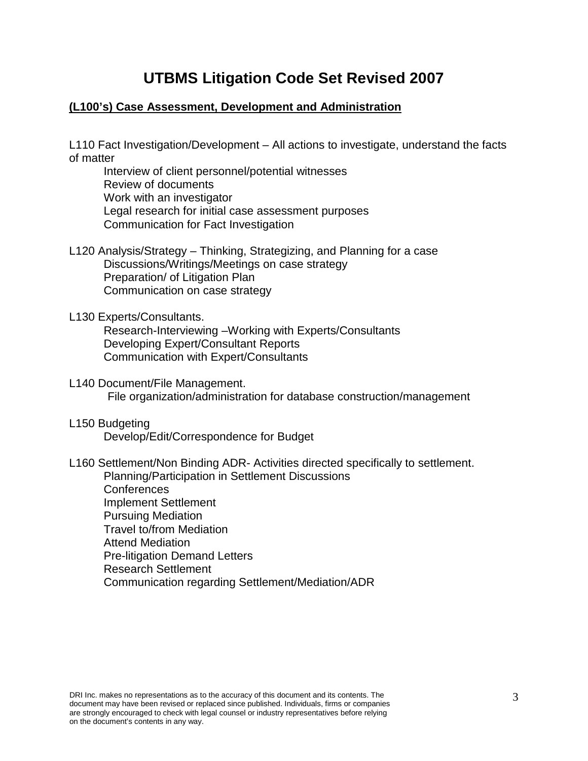# UTBMS Litigation Code Set Revised 2007

## (L100's) Case Assessment, Development and Administration

L110 Fact Investigation/Development – All actions to investigate, understand the facts of matter

- Interview of client personnel/potential witnesses
- Review of documents
- Work with an investigator
- Legal research for initial case assessment purposes
- Communication for Fact Investigation

L120 Analysis/Strategy – Thinking, Strategizing, and Planning for a case

- Discussions/Writings/Meetings on case strategy
- Preparation/ of Litigation Plan
- Communication on case strategy

L130 Experts/Consultants.

- Research-Interviewing –Working with Experts/Consultants
- Developing Expert/Consultant Reports
- Communication with Expert/Consultants

L140 Document/File Management.

- File organization/administration for database construction/management

L150 Budgeting

- Develop/Edit/Correspondence for Budget

L160 Settlement/Non Binding ADR- Activities directed specifically to settlement.

- Planning/Participation in Settlement Discussions
- Conferences
- Implement Settlement
- Pursuing Mediation
- Travel to/from Mediation
- Attend Mediation
- Pre-litigation Demand Letters
- Research Settlement
- Communication regarding Settlement/Mediation/ADR

DRI Inc. makes no representations as to the accuracy of this document and its contents. The document may have been revised or replaced since published. Individuals, firms or companies are strongly encouraged to check with legal counsel or industry representatives before relying on the document's contents in any way.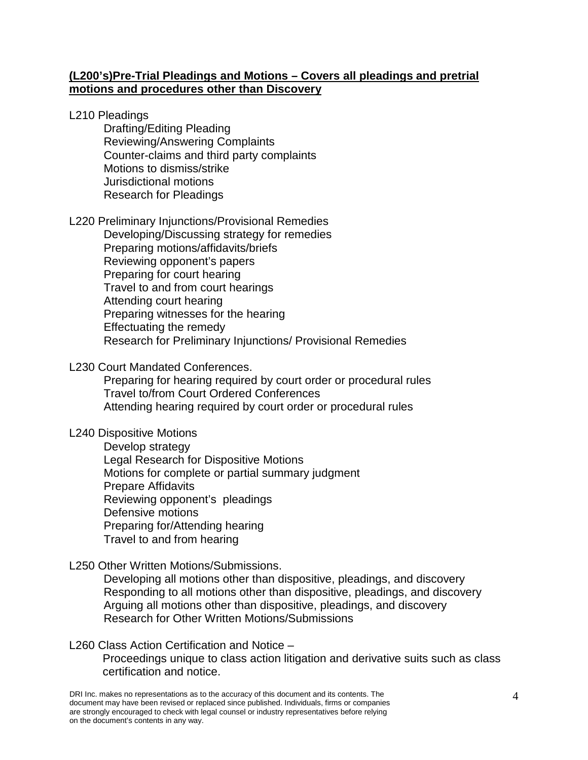**(L200's)Pre-Trial Pleadings and Motions – Covers all pleadings and pretrial motions and procedures other than Discovery**

L210 Pleadings
- Drafting/Editing Pleading
- Reviewing/Answering Complaints
- Counter-claims and third party complaints
- Motions to dismiss/strike
- Jurisdictional motions
- Research for Pleadings

L220 Preliminary Injunctions/Provisional Remedies
- Developing/Discussing strategy for remedies
- Preparing motions/affidavits/briefs
- Reviewing opponent's papers
- Preparing for court hearing
- Travel to and from court hearings
- Attending court hearing
- Preparing witnesses for the hearing
- Effectuating the remedy
- Research for Preliminary Injunctions/ Provisional Remedies

L230 Court Mandated Conferences.
- Preparing for hearing required by court order or procedural rules
- Travel to/from Court Ordered Conferences
- Attending hearing required by court order or procedural rules

L240 Dispositive Motions
- Develop strategy
- Legal Research for Dispositive Motions
- Motions for complete or partial summary judgment
- Prepare Affidavits
- Reviewing opponent's pleadings
- Defensive motions
- Preparing for/Attending hearing
- Travel to and from hearing

L250 Other Written Motions/Submissions.
- Developing all motions other than dispositive, pleadings, and discovery
- Responding to all motions other than dispositive, pleadings, and discovery
- Arguing all motions other than dispositive, pleadings, and discovery
- Research for Other Written Motions/Submissions

L260 Class Action Certification and Notice –
- Proceedings unique to class action litigation and derivative suits such as class certification and notice.

DRI Inc. makes no representations as to the accuracy of this document and its contents. The document may have been revised or replaced since published. Individuals, firms or companies are strongly encouraged to check with legal counsel or industry representatives before relying on the document's contents in any way.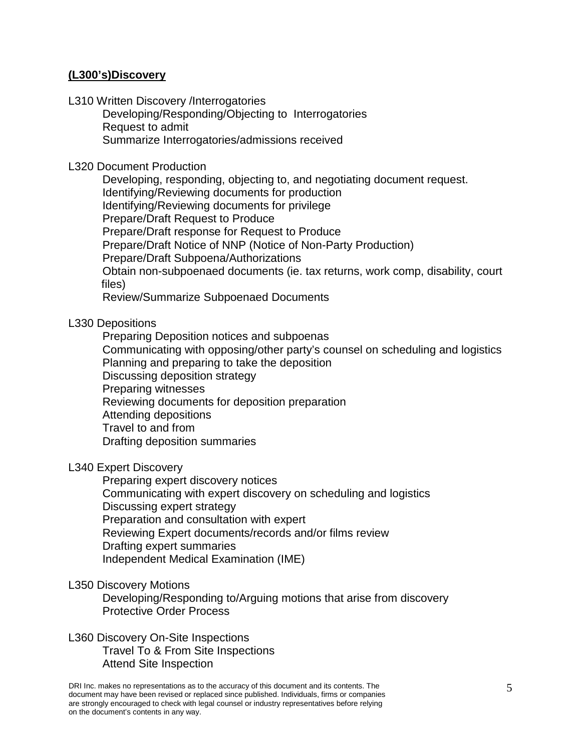**(L300's)Discovery**

L310 Written Discovery /Interrogatories

- Developing/Responding/Objecting to Interrogatories
- Request to admit
- Summarize Interrogatories/admissions received

L320 Document Production

- Developing, responding, objecting to, and negotiating document request.
- Identifying/Reviewing documents for production
- Identifying/Reviewing documents for privilege
- Prepare/Draft Request to Produce
- Prepare/Draft response for Request to Produce
- Prepare/Draft Notice of NNP (Notice of Non-Party Production)
- Prepare/Draft Subpoena/Authorizations
- Obtain non-subpoenaed documents (ie. tax returns, work comp, disability, court files)
- Review/Summarize Subpoenaed Documents

L330 Depositions

- Preparing Deposition notices and subpoenas
- Communicating with opposing/other party's counsel on scheduling and logistics
- Planning and preparing to take the deposition
- Discussing deposition strategy
- Preparing witnesses
- Reviewing documents for deposition preparation
- Attending depositions
- Travel to and from
- Drafting deposition summaries

L340 Expert Discovery

- Preparing expert discovery notices
- Communicating with expert discovery on scheduling and logistics
- Discussing expert strategy
- Preparation and consultation with expert
- Reviewing Expert documents/records and/or films review
- Drafting expert summaries
- Independent Medical Examination (IME)

L350 Discovery Motions

- Developing/Responding to/Arguing motions that arise from discovery
- Protective Order Process

L360 Discovery On-Site Inspections

- Travel To & From Site Inspections
- Attend Site Inspection

DRI Inc. makes no representations as to the accuracy of this document and its contents. The document may have been revised or replaced since published. Individuals, firms or companies are strongly encouraged to check with legal counsel or industry representatives before relying on the document's contents in any way.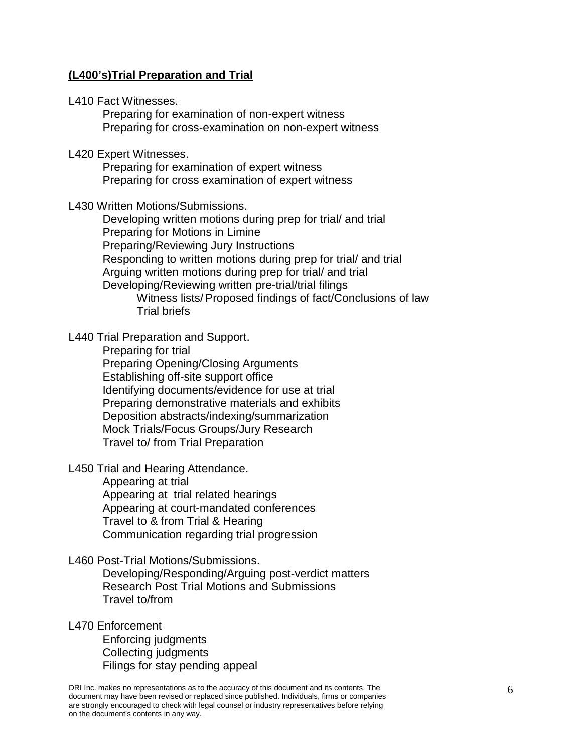## **(L400's)Trial Preparation and Trial**

L410 Fact Witnesses.
- Preparing for examination of non-expert witness
- Preparing for cross-examination on non-expert witness

L420 Expert Witnesses.
- Preparing for examination of expert witness
- Preparing for cross examination of expert witness

L430 Written Motions/Submissions.
- Developing written motions during prep for trial/ and trial
- Preparing for Motions in Limine
- Preparing/Reviewing Jury Instructions
- Responding to written motions during prep for trial/ and trial
- Arguing written motions during prep for trial/ and trial
- Developing/Reviewing written pre-trial/trial filings
  - Witness lists/ Proposed findings of fact/Conclusions of law
  - Trial briefs

L440 Trial Preparation and Support.
- Preparing for trial
- Preparing Opening/Closing Arguments
- Establishing off-site support office
- Identifying documents/evidence for use at trial
- Preparing demonstrative materials and exhibits
- Deposition abstracts/indexing/summarization
- Mock Trials/Focus Groups/Jury Research
- Travel to/ from Trial Preparation

L450 Trial and Hearing Attendance.
- Appearing at trial
- Appearing at trial related hearings
- Appearing at court-mandated conferences
- Travel to & from Trial & Hearing
- Communication regarding trial progression

L460 Post-Trial Motions/Submissions.
- Developing/Responding/Arguing post-verdict matters
- Research Post Trial Motions and Submissions
- Travel to/from

L470 Enforcement
- Enforcing judgments
- Collecting judgments
- Filings for stay pending appeal

DRI Inc. makes no representations as to the accuracy of this document and its contents. The document may have been revised or replaced since published. Individuals, firms or companies are strongly encouraged to check with legal counsel or industry representatives before relying on the document's contents in any way.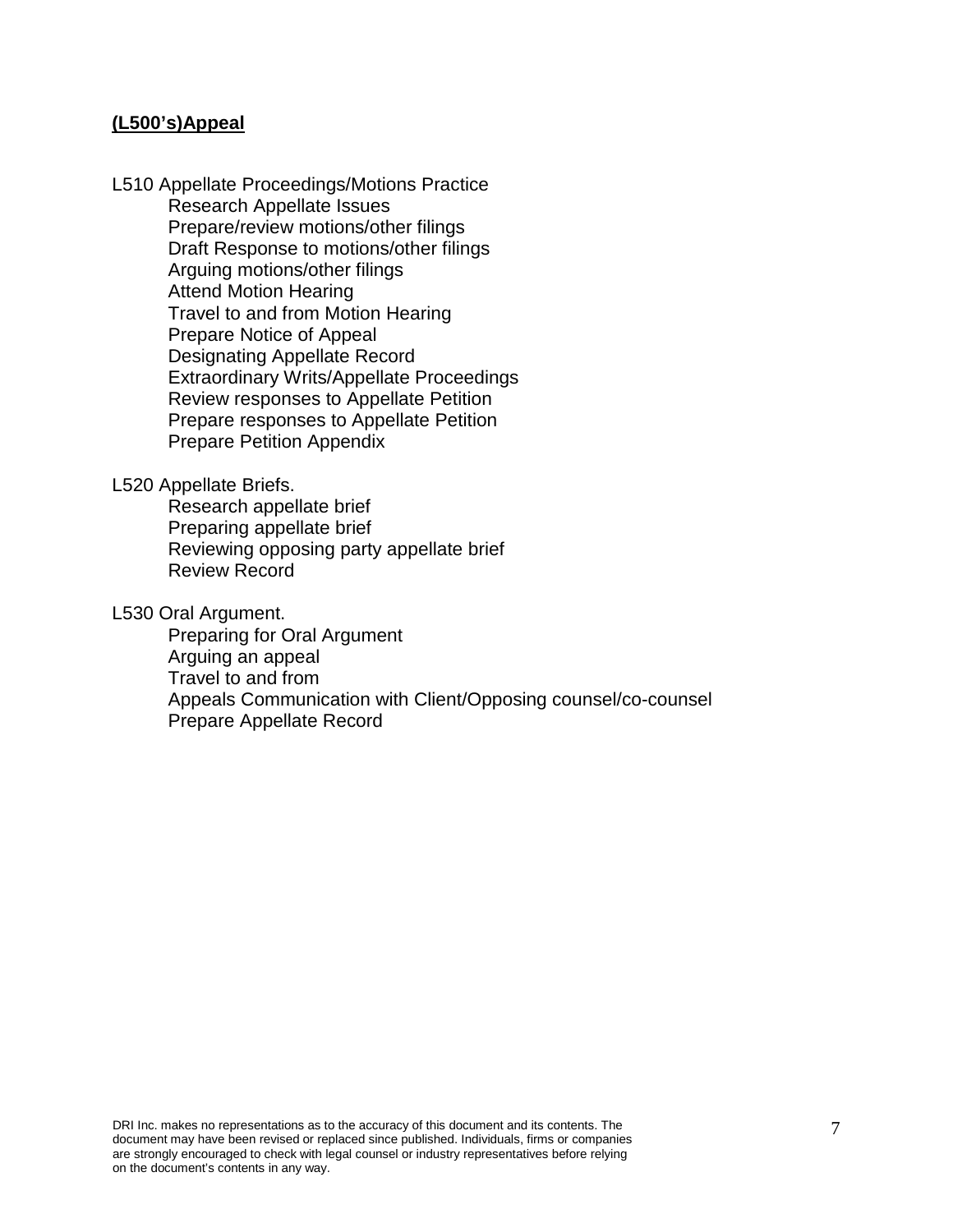**(L500's)Appeal**

L510 Appellate Proceedings/Motions Practice
- Research Appellate Issues
- Prepare/review motions/other filings
- Draft Response to motions/other filings
- Arguing motions/other filings
- Attend Motion Hearing
- Travel to and from Motion Hearing
- Prepare Notice of Appeal
- Designating Appellate Record
- Extraordinary Writs/Appellate Proceedings
- Review responses to Appellate Petition
- Prepare responses to Appellate Petition
- Prepare Petition Appendix

L520 Appellate Briefs.
- Research appellate brief
- Preparing appellate brief
- Reviewing opposing party appellate brief
- Review Record

L530 Oral Argument.
- Preparing for Oral Argument
- Arguing an appeal
- Travel to and from
- Appeals Communication with Client/Opposing counsel/co-counsel
- Prepare Appellate Record

DRI Inc. makes no representations as to the accuracy of this document and its contents. The document may have been revised or replaced since published. Individuals, firms or companies are strongly encouraged to check with legal counsel or industry representatives before relying on the document's contents in any way.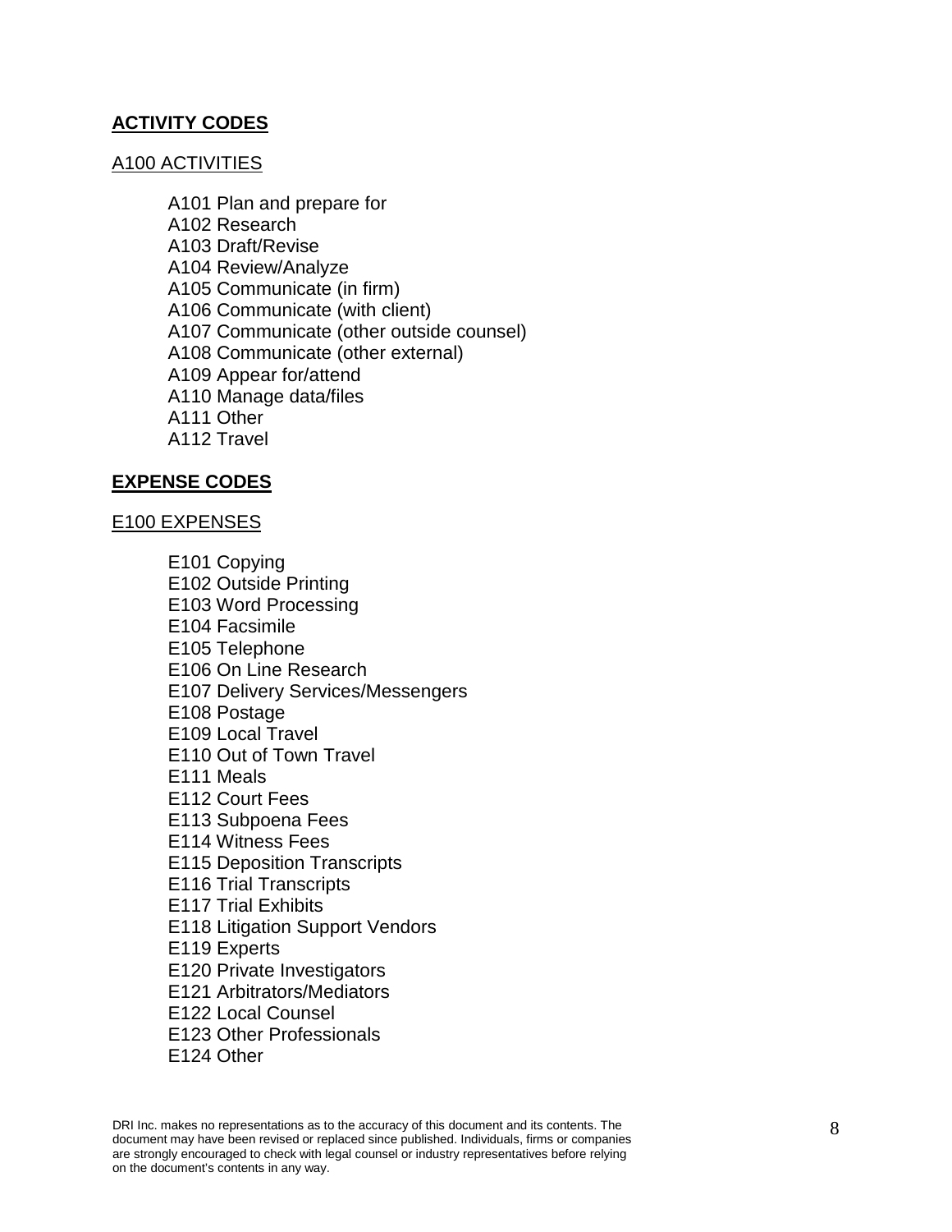## **ACTIVITY CODES**

### A100 ACTIVITIES

A101 Plan and prepare for
A102 Research
A103 Draft/Revise
A104 Review/Analyze
A105 Communicate (in firm)
A106 Communicate (with client)
A107 Communicate (other outside counsel)
A108 Communicate (other external)
A109 Appear for/attend
A110 Manage data/files
A111 Other
A112 Travel

## **EXPENSE CODES**

### E100 EXPENSES

E101 Copying
E102 Outside Printing
E103 Word Processing
E104 Facsimile
E105 Telephone
E106 On Line Research
E107 Delivery Services/Messengers
E108 Postage
E109 Local Travel
E110 Out of Town Travel
E111 Meals
E112 Court Fees
E113 Subpoena Fees
E114 Witness Fees
E115 Deposition Transcripts
E116 Trial Transcripts
E117 Trial Exhibits
E118 Litigation Support Vendors
E119 Experts
E120 Private Investigators
E121 Arbitrators/Mediators
E122 Local Counsel
E123 Other Professionals
E124 Other

DRI Inc. makes no representations as to the accuracy of this document and its contents. The document may have been revised or replaced since published. Individuals, firms or companies are strongly encouraged to check with legal counsel or industry representatives before relying on the document's contents in any way.